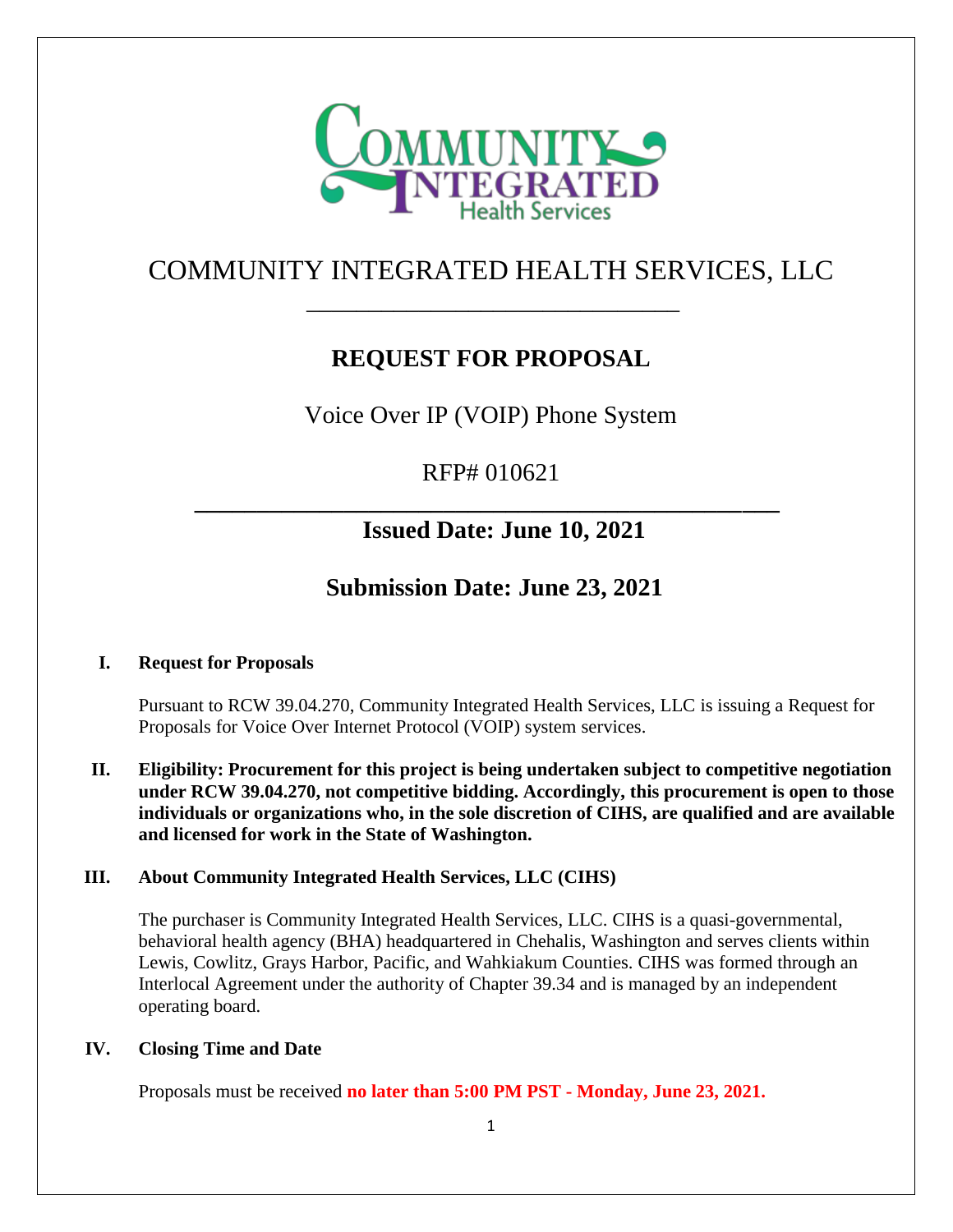# COMMUNITY INTEGRATED HEALTH SERVICES, LLC

## REQUEST FOR PROPOSAL

Voice Over IP (VOIP) Phone System

RFP# 010621

## Issued Date: June 10, 2021

## Submission Date: June 23, 2021

### I. Request for Proposals

Pursuant to RCW 39.04.270, Community Integrated Health Services, LLC is issuing a Request for Proposals for Voice Over Internet Protocol (VOIP) system services.

### II. Eligibility: Procurement for this project is being undertaken subject to competitive negotiation under RCW 39.04.270, not competitive bidding. Accordingly, this procurement is open to those individuals or organizations who, in the sole discretion of CIHS, are qualified and are available and licensed for work in the State of Washington.

### III. About Community Integrated Health Services, LLC (CIHS)

The purchaser is Community Integrated Health Services, LLC. CIHS is a quasi-governmental, behavioral health agency (BHA) headquartered in Chehalis, Washington and serves clients within Lewis, Cowlitz, Grays Harbor, Pacific, and Wahkiakum Counties. CIHS was formed through an Interlocal Agreement under the authority of Chapter 39.34 and is managed by an independent operating board.

### IV. Closing Time and Date

Proposals must be received **no later than 5:00 PM PST - Monday, June 23, 2021.**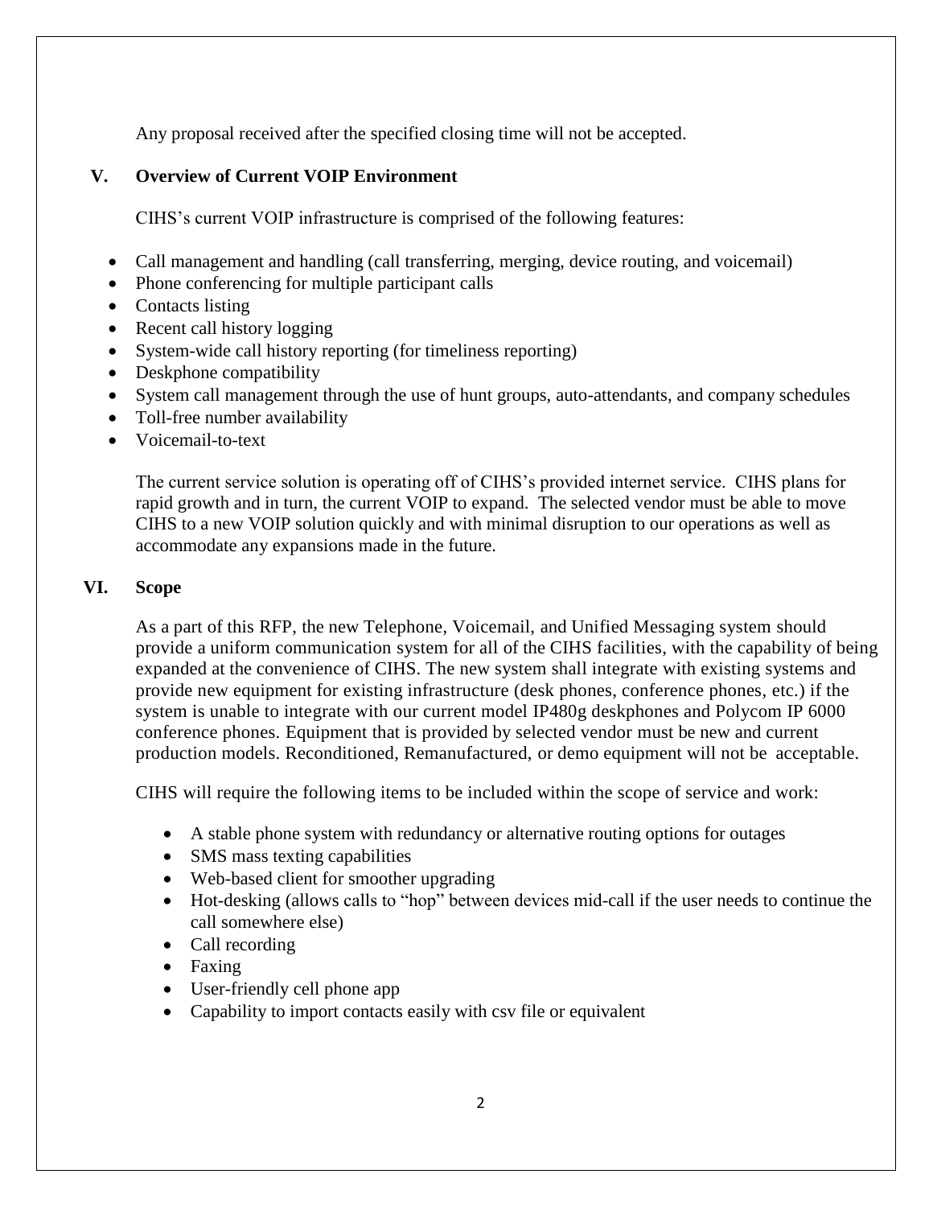Any proposal received after the specified closing time will not be accepted.

## V. Overview of Current VOIP Environment

CIHS's current VOIP infrastructure is comprised of the following features:

- Call management and handling (call transferring, merging, device routing, and voicemail)
- Phone conferencing for multiple participant calls
- Contacts listing
- Recent call history logging
- System-wide call history reporting (for timeliness reporting)
- Deskphone compatibility
- System call management through the use of hunt groups, auto-attendants, and company schedules
- Toll-free number availability
- Voicemail-to-text

The current service solution is operating off of CIHS's provided internet service. CIHS plans for rapid growth and in turn, the current VOIP to expand. The selected vendor must be able to move CIHS to a new VOIP solution quickly and with minimal disruption to our operations as well as accommodate any expansions made in the future.

## VI. Scope

As a part of this RFP, the new Telephone, Voicemail, and Unified Messaging system should provide a uniform communication system for all of the CIHS facilities, with the capability of being expanded at the convenience of CIHS. The new system shall integrate with existing systems and provide new equipment for existing infrastructure (desk phones, conference phones, etc.) if the system is unable to integrate with our current model IP480g deskphones and Polycom IP 6000 conference phones. Equipment that is provided by selected vendor must be new and current production models. Reconditioned, Remanufactured, or demo equipment will not be acceptable.

CIHS will require the following items to be included within the scope of service and work:

- A stable phone system with redundancy or alternative routing options for outages
- SMS mass texting capabilities
- Web-based client for smoother upgrading
- Hot-desking (allows calls to "hop" between devices mid-call if the user needs to continue the call somewhere else)
- Call recording
- Faxing
- User-friendly cell phone app
- Capability to import contacts easily with csv file or equivalent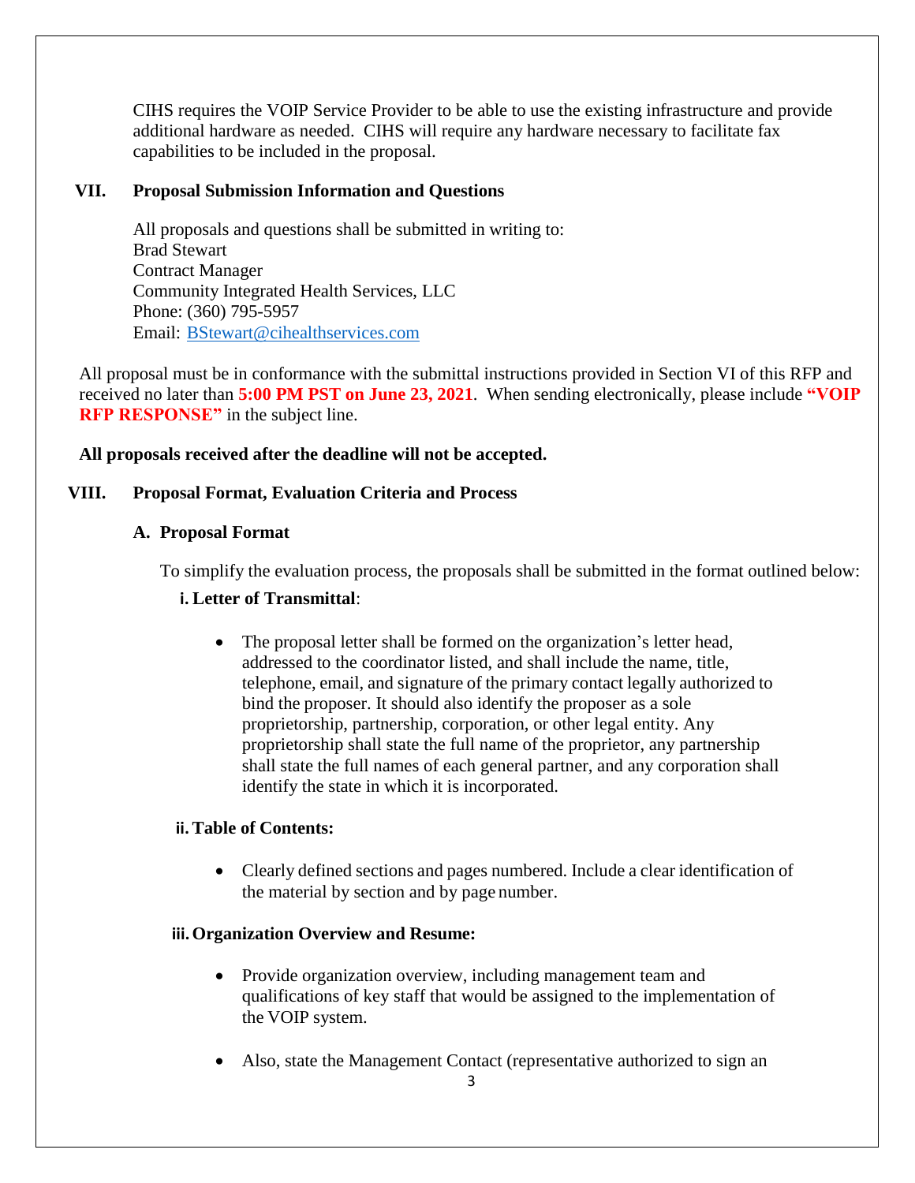CIHS requires the VOIP Service Provider to be able to use the existing infrastructure and provide additional hardware as needed. CIHS will require any hardware necessary to facilitate fax capabilities to be included in the proposal.

## VII. Proposal Submission Information and Questions

All proposals and questions shall be submitted in writing to:
Brad Stewart
Contract Manager
Community Integrated Health Services, LLC
Phone: (360) 795-5957
Email: BStewart@cihealthservices.com

All proposal must be in conformance with the submittal instructions provided in Section VI of this RFP and received no later than **5:00 PM PST on June 23, 2021**. When sending electronically, please include **"VOIP RFP RESPONSE"** in the subject line.

**All proposals received after the deadline will not be accepted.**

## VIII. Proposal Format, Evaluation Criteria and Process

### A. Proposal Format

To simplify the evaluation process, the proposals shall be submitted in the format outlined below:

**i. Letter of Transmittal**:

- The proposal letter shall be formed on the organization's letter head, addressed to the coordinator listed, and shall include the name, title, telephone, email, and signature of the primary contact legally authorized to bind the proposer. It should also identify the proposer as a sole proprietorship, partnership, corporation, or other legal entity. Any proprietorship shall state the full name of the proprietor, any partnership shall state the full names of each general partner, and any corporation shall identify the state in which it is incorporated.

**ii. Table of Contents:**

- Clearly defined sections and pages numbered. Include a clear identification of the material by section and by page number.

**iii. Organization Overview and Resume:**

- Provide organization overview, including management team and qualifications of key staff that would be assigned to the implementation of the VOIP system.
- Also, state the Management Contact (representative authorized to sign an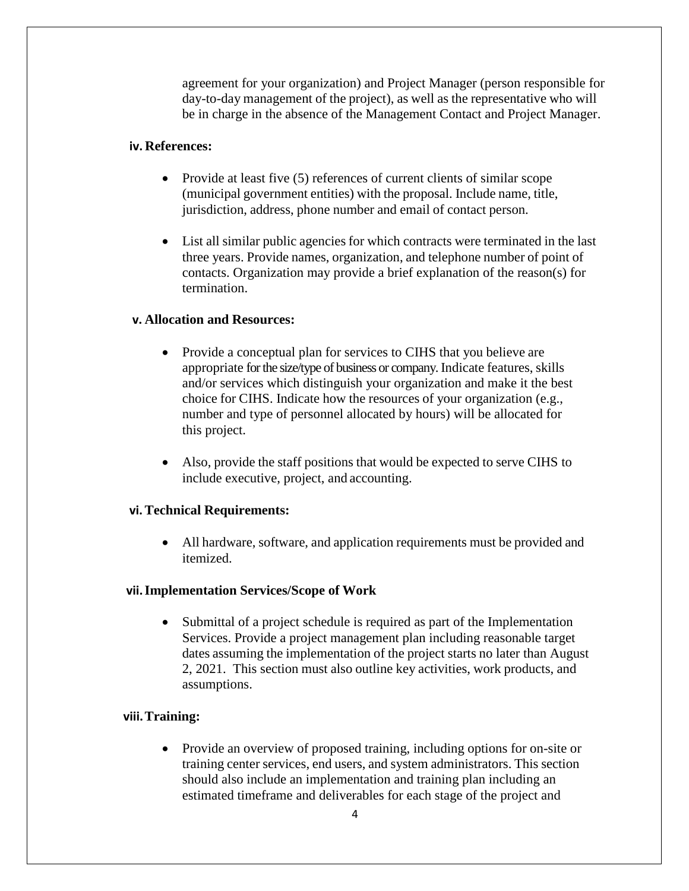agreement for your organization) and Project Manager (person responsible for day-to-day management of the project), as well as the representative who will be in charge in the absence of the Management Contact and Project Manager.

**iv. References:**

- Provide at least five (5) references of current clients of similar scope (municipal government entities) with the proposal. Include name, title, jurisdiction, address, phone number and email of contact person.

- List all similar public agencies for which contracts were terminated in the last three years. Provide names, organization, and telephone number of point of contacts. Organization may provide a brief explanation of the reason(s) for termination.

**v. Allocation and Resources:**

- Provide a conceptual plan for services to CIHS that you believe are appropriate for the size/type of business or company. Indicate features, skills and/or services which distinguish your organization and make it the best choice for CIHS. Indicate how the resources of your organization (e.g., number and type of personnel allocated by hours) will be allocated for this project.

- Also, provide the staff positions that would be expected to serve CIHS to include executive, project, and accounting.

**vi. Technical Requirements:**

- All hardware, software, and application requirements must be provided and itemized.

**vii. Implementation Services/Scope of Work**

- Submittal of a project schedule is required as part of the Implementation Services. Provide a project management plan including reasonable target dates assuming the implementation of the project starts no later than August 2, 2021. This section must also outline key activities, work products, and assumptions.

**viii. Training:**

- Provide an overview of proposed training, including options for on-site or training center services, end users, and system administrators. This section should also include an implementation and training plan including an estimated timeframe and deliverables for each stage of the project and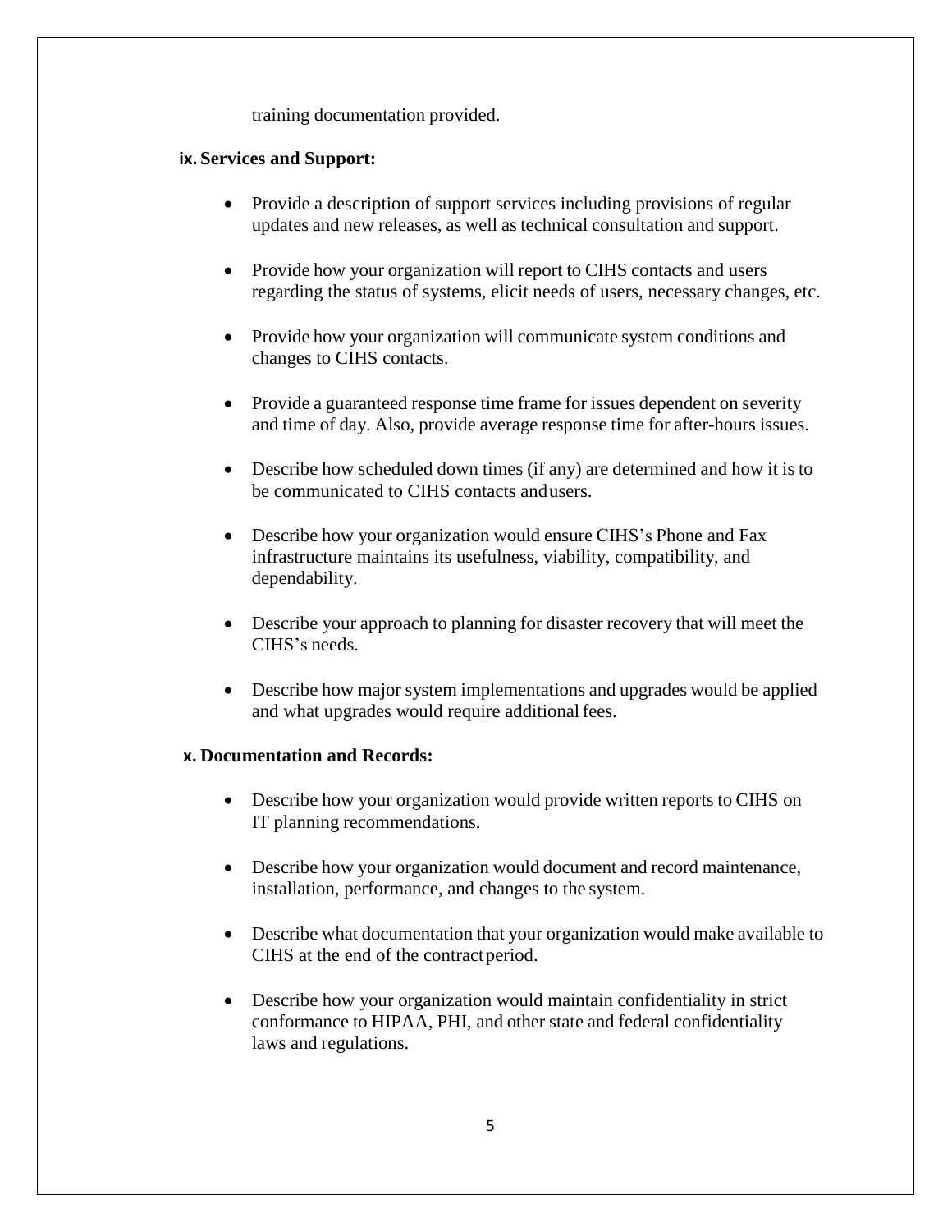training documentation provided.

**ix. Services and Support:**

- Provide a description of support services including provisions of regular updates and new releases, as well as technical consultation and support.
- Provide how your organization will report to CIHS contacts and users regarding the status of systems, elicit needs of users, necessary changes, etc.
- Provide how your organization will communicate system conditions and changes to CIHS contacts.
- Provide a guaranteed response time frame for issues dependent on severity and time of day. Also, provide average response time for after-hours issues.
- Describe how scheduled down times (if any) are determined and how it is to be communicated to CIHS contacts and users.
- Describe how your organization would ensure CIHS's Phone and Fax infrastructure maintains its usefulness, viability, compatibility, and dependability.
- Describe your approach to planning for disaster recovery that will meet the CIHS's needs.
- Describe how major system implementations and upgrades would be applied and what upgrades would require additional fees.

**x. Documentation and Records:**

- Describe how your organization would provide written reports to CIHS on IT planning recommendations.
- Describe how your organization would document and record maintenance, installation, performance, and changes to the system.
- Describe what documentation that your organization would make available to CIHS at the end of the contract period.
- Describe how your organization would maintain confidentiality in strict conformance to HIPAA, PHI, and other state and federal confidentiality laws and regulations.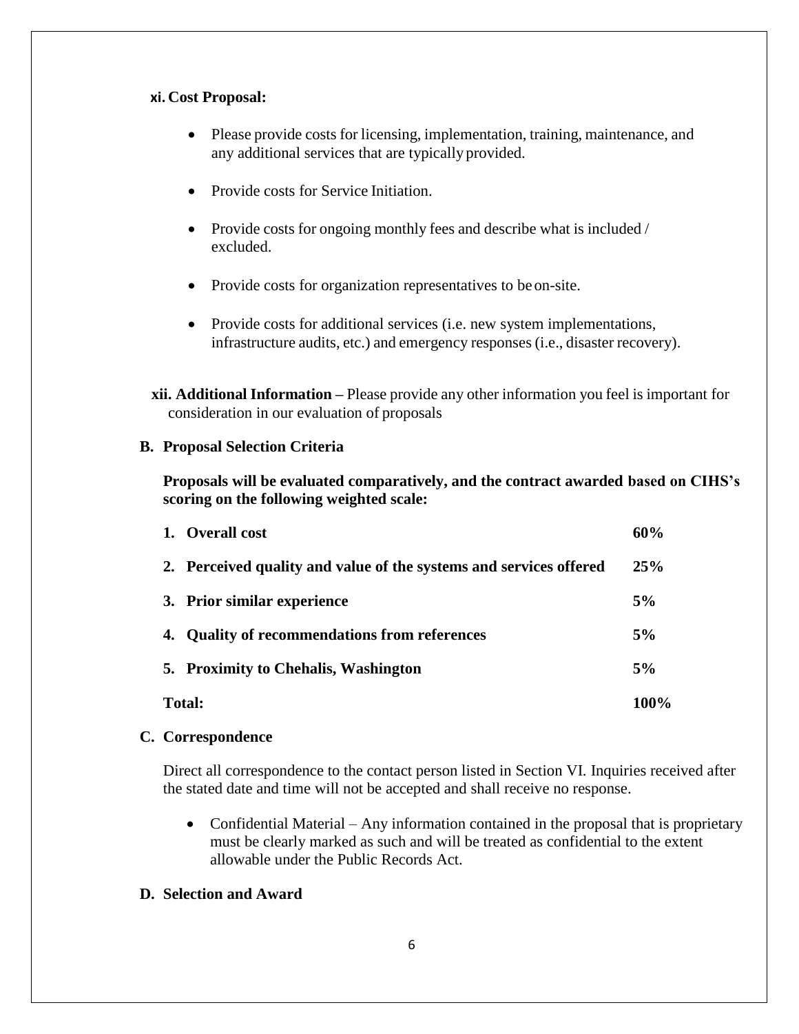**xi. Cost Proposal:**

- Please provide costs for licensing, implementation, training, maintenance, and any additional services that are typically provided.
- Provide costs for Service Initiation.
- Provide costs for ongoing monthly fees and describe what is included / excluded.
- Provide costs for organization representatives to be on-site.
- Provide costs for additional services (i.e. new system implementations, infrastructure audits, etc.) and emergency responses (i.e., disaster recovery).

**xii. Additional Information –** Please provide any other information you feel is important for consideration in our evaluation of proposals

### B. Proposal Selection Criteria

**Proposals will be evaluated comparatively, and the contract awarded based on CIHS's scoring on the following weighted scale:**

| Criteria | Weight |
|---|---|
| **1. Overall cost** | **60%** |
| **2. Perceived quality and value of the systems and services offered** | **25%** |
| **3. Prior similar experience** | **5%** |
| **4. Quality of recommendations from references** | **5%** |
| **5. Proximity to Chehalis, Washington** | **5%** |
| **Total:** | **100%** |

### C. Correspondence

Direct all correspondence to the contact person listed in Section VI. Inquiries received after the stated date and time will not be accepted and shall receive no response.

- Confidential Material – Any information contained in the proposal that is proprietary must be clearly marked as such and will be treated as confidential to the extent allowable under the Public Records Act.

### D. Selection and Award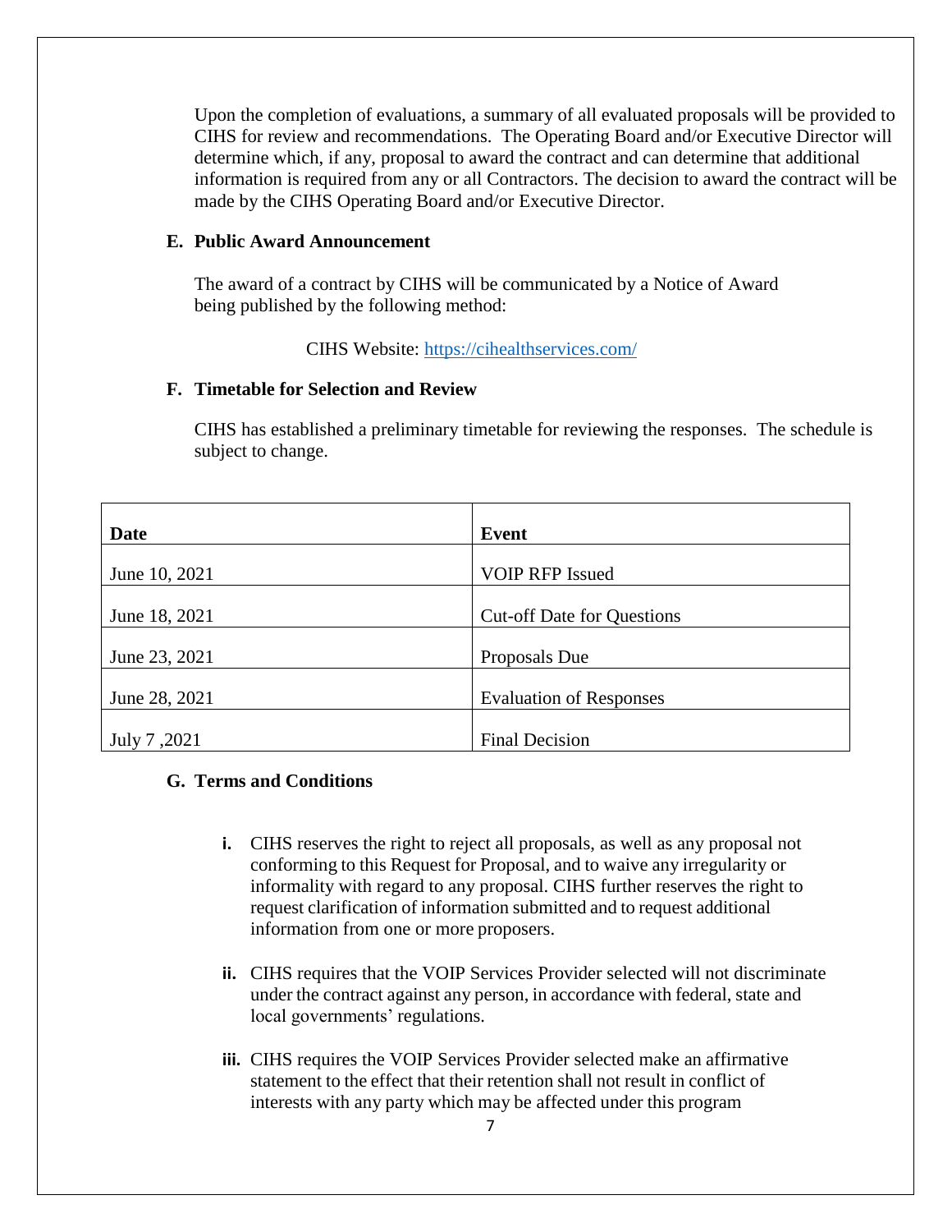Upon the completion of evaluations, a summary of all evaluated proposals will be provided to CIHS for review and recommendations. The Operating Board and/or Executive Director will determine which, if any, proposal to award the contract and can determine that additional information is required from any or all Contractors. The decision to award the contract will be made by the CIHS Operating Board and/or Executive Director.

### E. Public Award Announcement

The award of a contract by CIHS will be communicated by a Notice of Award being published by the following method:

CIHS Website: [https://cihealthservices.com/](https://cihealthservices.com/)

### F. Timetable for Selection and Review

CIHS has established a preliminary timetable for reviewing the responses. The schedule is subject to change.

| Date | Event |
|---|---|
| June 10, 2021 | VOIP RFP Issued |
| June 18, 2021 | Cut-off Date for Questions |
| June 23, 2021 | Proposals Due |
| June 28, 2021 | Evaluation of Responses |
| July 7 ,2021 | Final Decision |

### G. Terms and Conditions

**i.** CIHS reserves the right to reject all proposals, as well as any proposal not conforming to this Request for Proposal, and to waive any irregularity or informality with regard to any proposal. CIHS further reserves the right to request clarification of information submitted and to request additional information from one or more proposers.

**ii.** CIHS requires that the VOIP Services Provider selected will not discriminate under the contract against any person, in accordance with federal, state and local governments' regulations.

**iii.** CIHS requires the VOIP Services Provider selected make an affirmative statement to the effect that their retention shall not result in conflict of interests with any party which may be affected under this program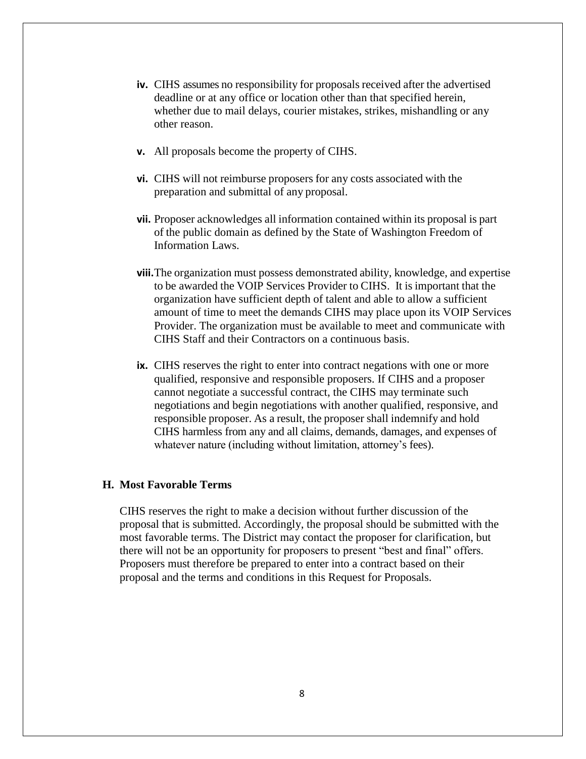**iv.** CIHS assumes no responsibility for proposals received after the advertised deadline or at any office or location other than that specified herein, whether due to mail delays, courier mistakes, strikes, mishandling or any other reason.

**v.** All proposals become the property of CIHS.

**vi.** CIHS will not reimburse proposers for any costs associated with the preparation and submittal of any proposal.

**vii.** Proposer acknowledges all information contained within its proposal is part of the public domain as defined by the State of Washington Freedom of Information Laws.

**viii.** The organization must possess demonstrated ability, knowledge, and expertise to be awarded the VOIP Services Provider to CIHS. It is important that the organization have sufficient depth of talent and able to allow a sufficient amount of time to meet the demands CIHS may place upon its VOIP Services Provider. The organization must be available to meet and communicate with CIHS Staff and their Contractors on a continuous basis.

**ix.** CIHS reserves the right to enter into contract negations with one or more qualified, responsive and responsible proposers. If CIHS and a proposer cannot negotiate a successful contract, the CIHS may terminate such negotiations and begin negotiations with another qualified, responsive, and responsible proposer. As a result, the proposer shall indemnify and hold CIHS harmless from any and all claims, demands, damages, and expenses of whatever nature (including without limitation, attorney's fees).

## H. Most Favorable Terms

CIHS reserves the right to make a decision without further discussion of the proposal that is submitted. Accordingly, the proposal should be submitted with the most favorable terms. The District may contact the proposer for clarification, but there will not be an opportunity for proposers to present "best and final" offers. Proposers must therefore be prepared to enter into a contract based on their proposal and the terms and conditions in this Request for Proposals.